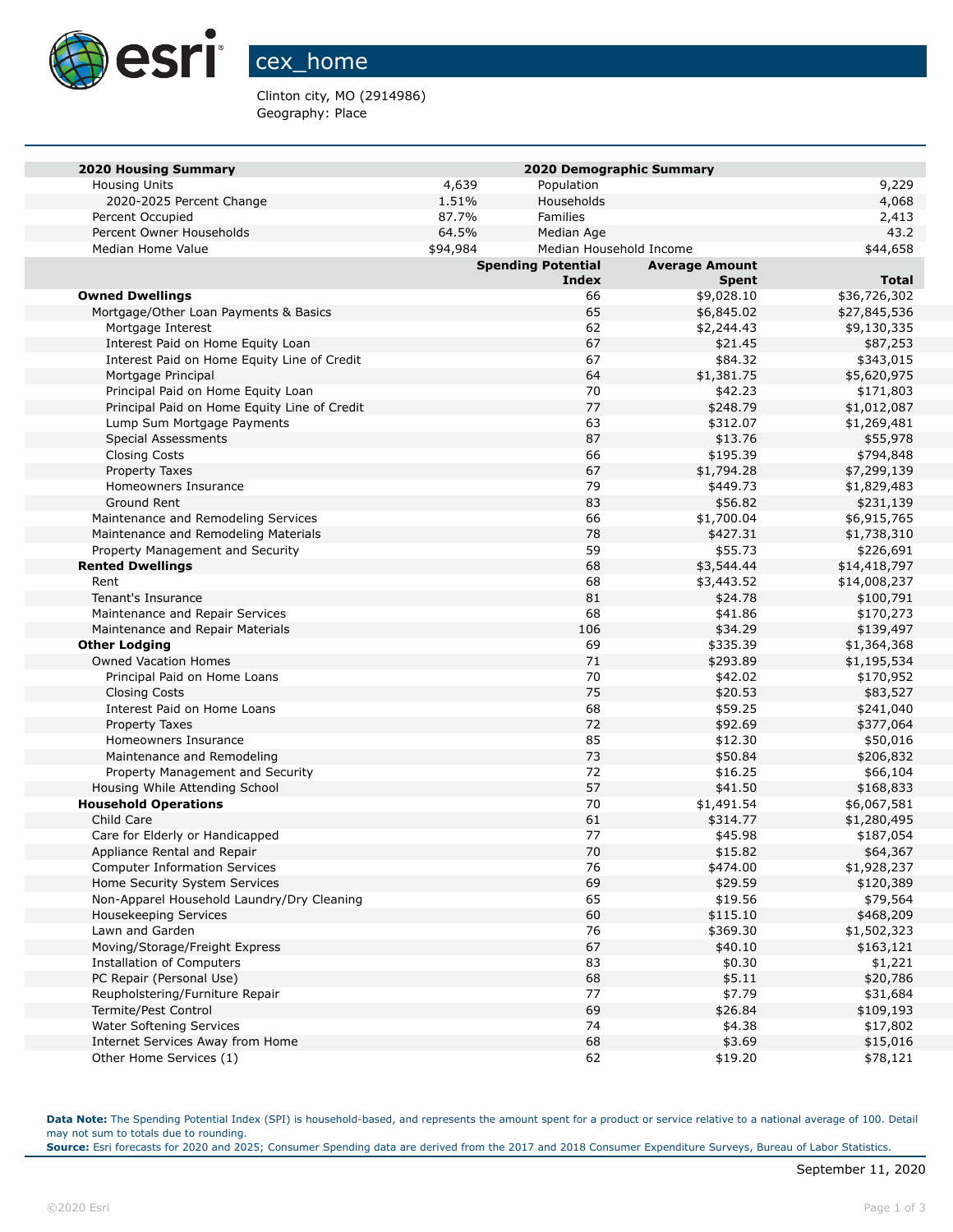# cex_home

Clinton city, MO (2914986)
Geography: Place

| 2020 Housing Summary | | 2020 Demographic Summary | |
|---|---|---|---|
| Housing Units | 4,639 | Population | 9,229 |
| 2020-2025 Percent Change | 1.51% | Households | 4,068 |
| Percent Occupied | 87.7% | Families | 2,413 |
| Percent Owner Households | 64.5% | Median Age | 43.2 |
| Median Home Value | $94,984 | Median Household Income | $44,658 |

| | Spending Potential Index | Average Amount Spent | Total |
|---|---|---|---|
| **Owned Dwellings** | 66 | $9,028.10 | $36,726,302 |
| Mortgage/Other Loan Payments & Basics | 65 | $6,845.02 | $27,845,536 |
| Mortgage Interest | 62 | $2,244.43 | $9,130,335 |
| Interest Paid on Home Equity Loan | 67 | $21.45 | $87,253 |
| Interest Paid on Home Equity Line of Credit | 67 | $84.32 | $343,015 |
| Mortgage Principal | 64 | $1,381.75 | $5,620,975 |
| Principal Paid on Home Equity Loan | 70 | $42.23 | $171,803 |
| Principal Paid on Home Equity Line of Credit | 77 | $248.79 | $1,012,087 |
| Lump Sum Mortgage Payments | 63 | $312.07 | $1,269,481 |
| Special Assessments | 87 | $13.76 | $55,978 |
| Closing Costs | 66 | $195.39 | $794,848 |
| Property Taxes | 67 | $1,794.28 | $7,299,139 |
| Homeowners Insurance | 79 | $449.73 | $1,829,483 |
| Ground Rent | 83 | $56.82 | $231,139 |
| Maintenance and Remodeling Services | 66 | $1,700.04 | $6,915,765 |
| Maintenance and Remodeling Materials | 78 | $427.31 | $1,738,310 |
| Property Management and Security | 59 | $55.73 | $226,691 |
| **Rented Dwellings** | 68 | $3,544.44 | $14,418,797 |
| Rent | 68 | $3,443.52 | $14,008,237 |
| Tenant's Insurance | 81 | $24.78 | $100,791 |
| Maintenance and Repair Services | 68 | $41.86 | $170,273 |
| Maintenance and Repair Materials | 106 | $34.29 | $139,497 |
| **Other Lodging** | 69 | $335.39 | $1,364,368 |
| Owned Vacation Homes | 71 | $293.89 | $1,195,534 |
| Principal Paid on Home Loans | 70 | $42.02 | $170,952 |
| Closing Costs | 75 | $20.53 | $83,527 |
| Interest Paid on Home Loans | 68 | $59.25 | $241,040 |
| Property Taxes | 72 | $92.69 | $377,064 |
| Homeowners Insurance | 85 | $12.30 | $50,016 |
| Maintenance and Remodeling | 73 | $50.84 | $206,832 |
| Property Management and Security | 72 | $16.25 | $66,104 |
| Housing While Attending School | 57 | $41.50 | $168,833 |
| **Household Operations** | 70 | $1,491.54 | $6,067,581 |
| Child Care | 61 | $314.77 | $1,280,495 |
| Care for Elderly or Handicapped | 77 | $45.98 | $187,054 |
| Appliance Rental and Repair | 70 | $15.82 | $64,367 |
| Computer Information Services | 76 | $474.00 | $1,928,237 |
| Home Security System Services | 69 | $29.59 | $120,389 |
| Non-Apparel Household Laundry/Dry Cleaning | 65 | $19.56 | $79,564 |
| Housekeeping Services | 60 | $115.10 | $468,209 |
| Lawn and Garden | 76 | $369.30 | $1,502,323 |
| Moving/Storage/Freight Express | 67 | $40.10 | $163,121 |
| Installation of Computers | 83 | $0.30 | $1,221 |
| PC Repair (Personal Use) | 68 | $5.11 | $20,786 |
| Reupholstering/Furniture Repair | 77 | $7.79 | $31,684 |
| Termite/Pest Control | 69 | $26.84 | $109,193 |
| Water Softening Services | 74 | $4.38 | $17,802 |
| Internet Services Away from Home | 68 | $3.69 | $15,016 |
| Other Home Services (1) | 62 | $19.20 | $78,121 |

**Data Note:** The Spending Potential Index (SPI) is household-based, and represents the amount spent for a product or service relative to a national average of 100. Detail may not sum to totals due to rounding.
**Source:** Esri forecasts for 2020 and 2025; Consumer Spending data are derived from the 2017 and 2018 Consumer Expenditure Surveys, Bureau of Labor Statistics.

September 11, 2020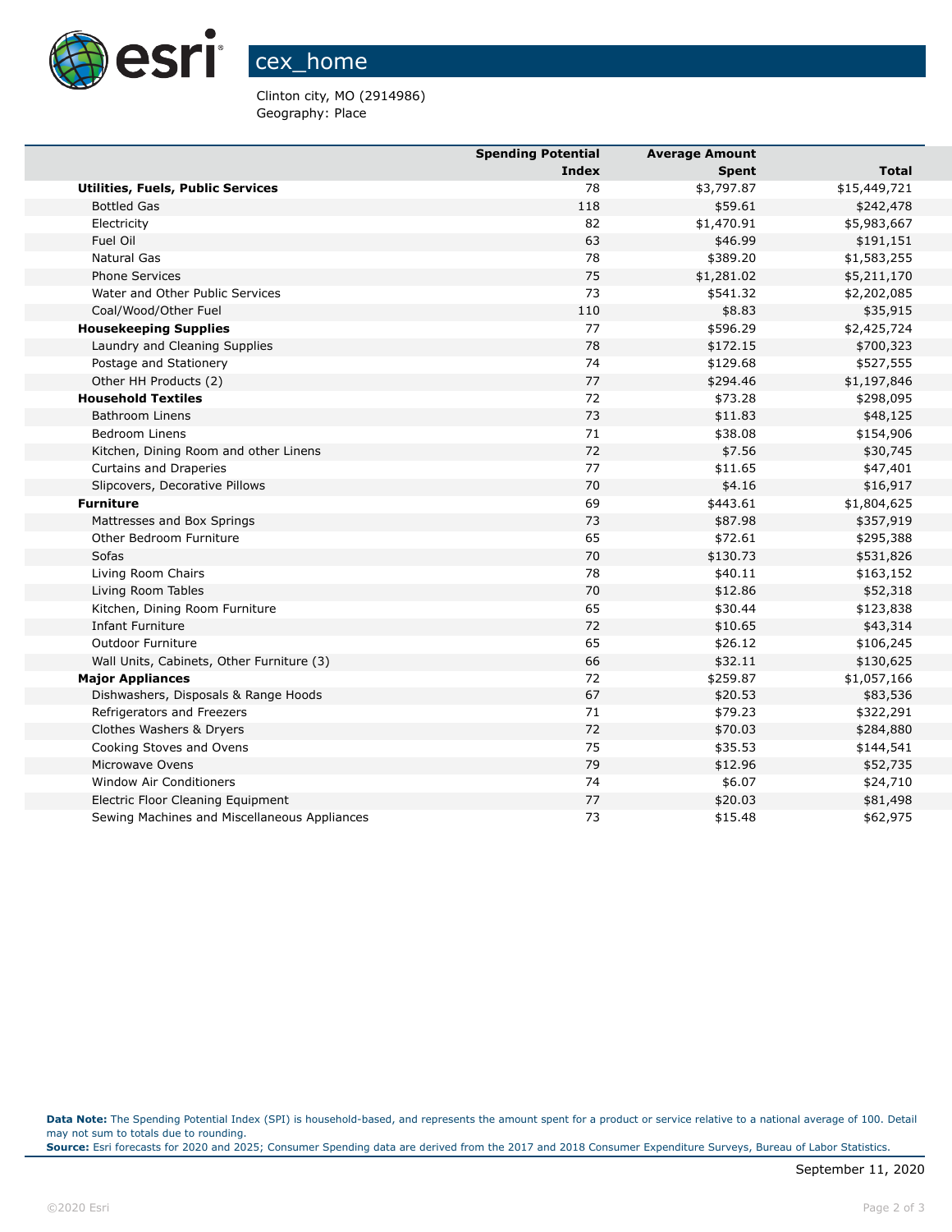# cex_home

Clinton city, MO (2914986)
Geography: Place

| | Spending Potential Index | Average Amount Spent | Total |
|---|---|---|---|
| **Utilities, Fuels, Public Services** | 78 | $3,797.87 | $15,449,721 |
| Bottled Gas | 118 | $59.61 | $242,478 |
| Electricity | 82 | $1,470.91 | $5,983,667 |
| Fuel Oil | 63 | $46.99 | $191,151 |
| Natural Gas | 78 | $389.20 | $1,583,255 |
| Phone Services | 75 | $1,281.02 | $5,211,170 |
| Water and Other Public Services | 73 | $541.32 | $2,202,085 |
| Coal/Wood/Other Fuel | 110 | $8.83 | $35,915 |
| **Housekeeping Supplies** | 77 | $596.29 | $2,425,724 |
| Laundry and Cleaning Supplies | 78 | $172.15 | $700,323 |
| Postage and Stationery | 74 | $129.68 | $527,555 |
| Other HH Products (2) | 77 | $294.46 | $1,197,846 |
| **Household Textiles** | 72 | $73.28 | $298,095 |
| Bathroom Linens | 73 | $11.83 | $48,125 |
| Bedroom Linens | 71 | $38.08 | $154,906 |
| Kitchen, Dining Room and other Linens | 72 | $7.56 | $30,745 |
| Curtains and Draperies | 77 | $11.65 | $47,401 |
| Slipcovers, Decorative Pillows | 70 | $4.16 | $16,917 |
| **Furniture** | 69 | $443.61 | $1,804,625 |
| Mattresses and Box Springs | 73 | $87.98 | $357,919 |
| Other Bedroom Furniture | 65 | $72.61 | $295,388 |
| Sofas | 70 | $130.73 | $531,826 |
| Living Room Chairs | 78 | $40.11 | $163,152 |
| Living Room Tables | 70 | $12.86 | $52,318 |
| Kitchen, Dining Room Furniture | 65 | $30.44 | $123,838 |
| Infant Furniture | 72 | $10.65 | $43,314 |
| Outdoor Furniture | 65 | $26.12 | $106,245 |
| Wall Units, Cabinets, Other Furniture (3) | 66 | $32.11 | $130,625 |
| **Major Appliances** | 72 | $259.87 | $1,057,166 |
| Dishwashers, Disposals & Range Hoods | 67 | $20.53 | $83,536 |
| Refrigerators and Freezers | 71 | $79.23 | $322,291 |
| Clothes Washers & Dryers | 72 | $70.03 | $284,880 |
| Cooking Stoves and Ovens | 75 | $35.53 | $144,541 |
| Microwave Ovens | 79 | $12.96 | $52,735 |
| Window Air Conditioners | 74 | $6.07 | $24,710 |
| Electric Floor Cleaning Equipment | 77 | $20.03 | $81,498 |
| Sewing Machines and Miscellaneous Appliances | 73 | $15.48 | $62,975 |

**Data Note:** The Spending Potential Index (SPI) is household-based, and represents the amount spent for a product or service relative to a national average of 100. Detail may not sum to totals due to rounding.
**Source:** Esri forecasts for 2020 and 2025; Consumer Spending data are derived from the 2017 and 2018 Consumer Expenditure Surveys, Bureau of Labor Statistics.

September 11, 2020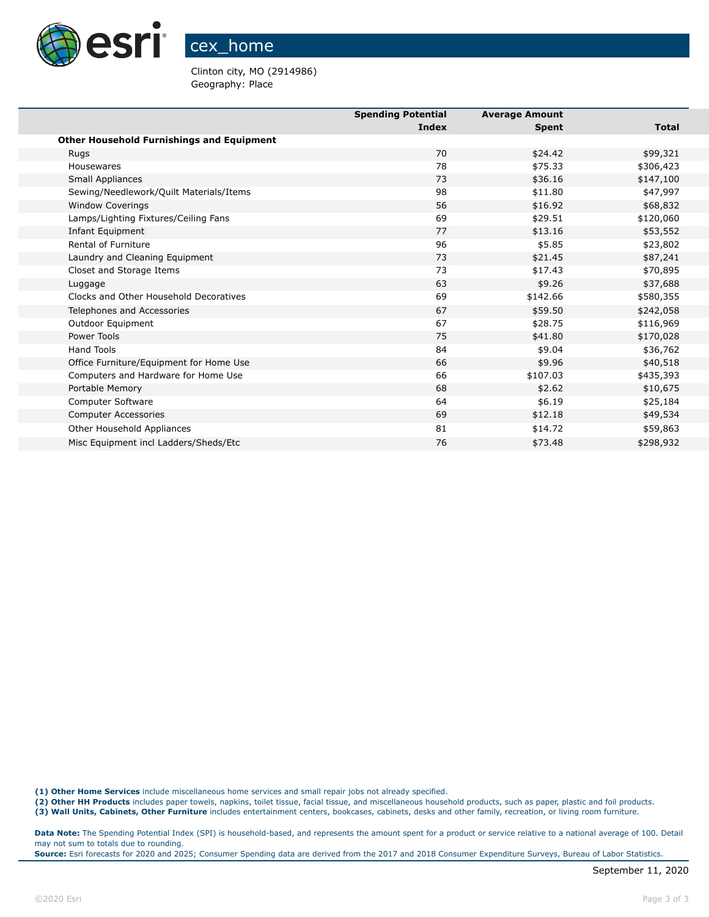# cex_home

Clinton city, MO (2914986)
Geography: Place

| | Spending Potential Index | Average Amount Spent | Total |
|---|---|---|---|
| **Other Household Furnishings and Equipment** | | | |
| Rugs | 70 | $24.42 | $99,321 |
| Housewares | 78 | $75.33 | $306,423 |
| Small Appliances | 73 | $36.16 | $147,100 |
| Sewing/Needlework/Quilt Materials/Items | 98 | $11.80 | $47,997 |
| Window Coverings | 56 | $16.92 | $68,832 |
| Lamps/Lighting Fixtures/Ceiling Fans | 69 | $29.51 | $120,060 |
| Infant Equipment | 77 | $13.16 | $53,552 |
| Rental of Furniture | 96 | $5.85 | $23,802 |
| Laundry and Cleaning Equipment | 73 | $21.45 | $87,241 |
| Closet and Storage Items | 73 | $17.43 | $70,895 |
| Luggage | 63 | $9.26 | $37,688 |
| Clocks and Other Household Decoratives | 69 | $142.66 | $580,355 |
| Telephones and Accessories | 67 | $59.50 | $242,058 |
| Outdoor Equipment | 67 | $28.75 | $116,969 |
| Power Tools | 75 | $41.80 | $170,028 |
| Hand Tools | 84 | $9.04 | $36,762 |
| Office Furniture/Equipment for Home Use | 66 | $9.96 | $40,518 |
| Computers and Hardware for Home Use | 66 | $107.03 | $435,393 |
| Portable Memory | 68 | $2.62 | $10,675 |
| Computer Software | 64 | $6.19 | $25,184 |
| Computer Accessories | 69 | $12.18 | $49,534 |
| Other Household Appliances | 81 | $14.72 | $59,863 |
| Misc Equipment incl Ladders/Sheds/Etc | 76 | $73.48 | $298,932 |

**(1) Other Home Services** include miscellaneous home services and small repair jobs not already specified.
**(2) Other HH Products** includes paper towels, napkins, toilet tissue, facial tissue, and miscellaneous household products, such as paper, plastic and foil products.
**(3) Wall Units, Cabinets, Other Furniture** includes entertainment centers, bookcases, cabinets, desks and other family, recreation, or living room furniture.

**Data Note:** The Spending Potential Index (SPI) is household-based, and represents the amount spent for a product or service relative to a national average of 100. Detail may not sum to totals due to rounding.
**Source:** Esri forecasts for 2020 and 2025; Consumer Spending data are derived from the 2017 and 2018 Consumer Expenditure Surveys, Bureau of Labor Statistics.

September 11, 2020

©2020 Esri